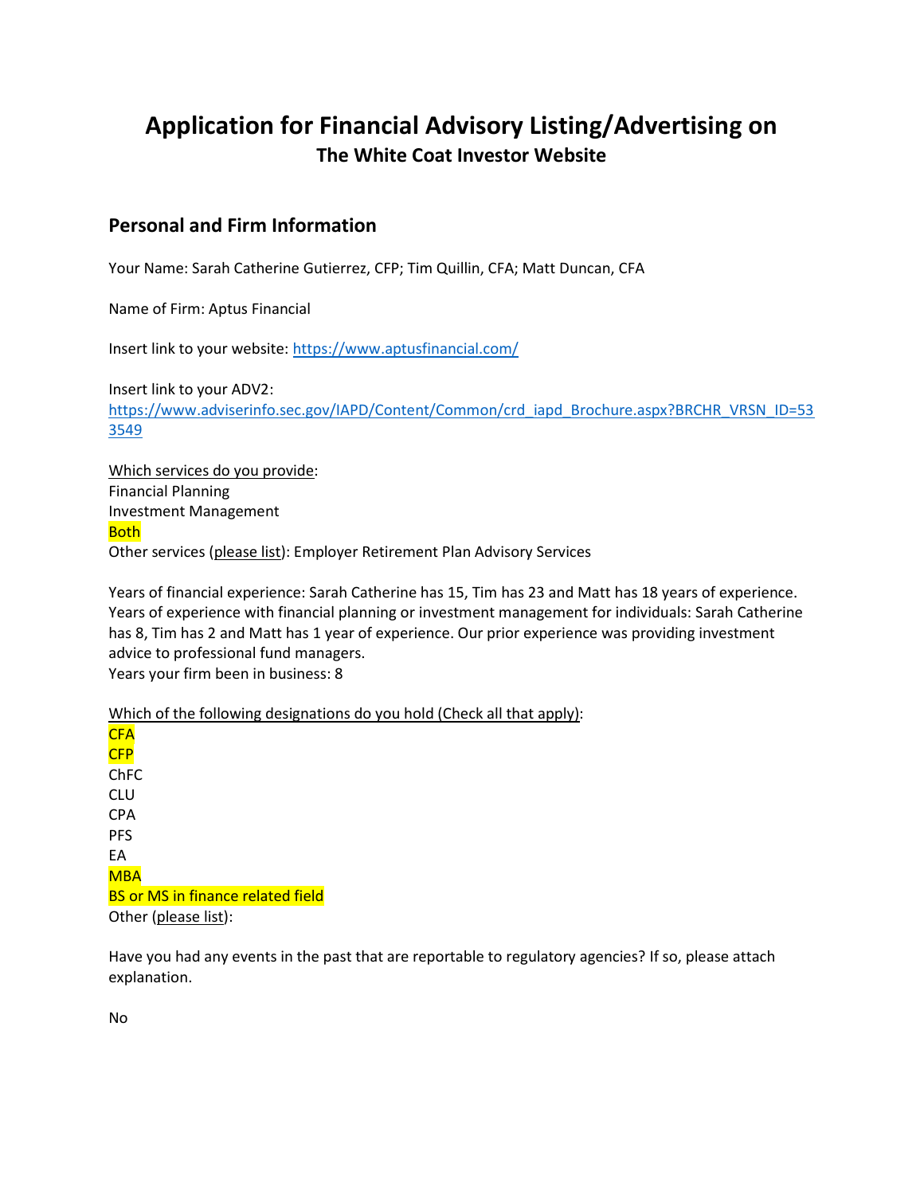# Application for Financial Advisory Listing/Advertising on

## The White Coat Investor Website

## Personal and Firm Information

Your Name: Sarah Catherine Gutierrez, CFP; Tim Quillin, CFA; Matt Duncan, CFA

Name of Firm: Aptus Financial

Insert link to your website: https://www.aptusfinancial.com/

Insert link to your ADV2:
https://www.adviserinfo.sec.gov/IAPD/Content/Common/crd_iapd_Brochure.aspx?BRCHR_VRSN_ID=533549

Which services do you provide:

Financial Planning
Investment Management
**Both**
Other services (please list): Employer Retirement Plan Advisory Services

Years of financial experience: Sarah Catherine has 15, Tim has 23 and Matt has 18 years of experience.
Years of experience with financial planning or investment management for individuals: Sarah Catherine has 8, Tim has 2 and Matt has 1 year of experience. Our prior experience was providing investment advice to professional fund managers.
Years your firm been in business: 8

Which of the following designations do you hold (Check all that apply):

**CFA**
**CFP**
ChFC
CLU
CPA
PFS
EA
**MBA**
**BS or MS in finance related field**
Other (please list):

Have you had any events in the past that are reportable to regulatory agencies? If so, please attach explanation.

No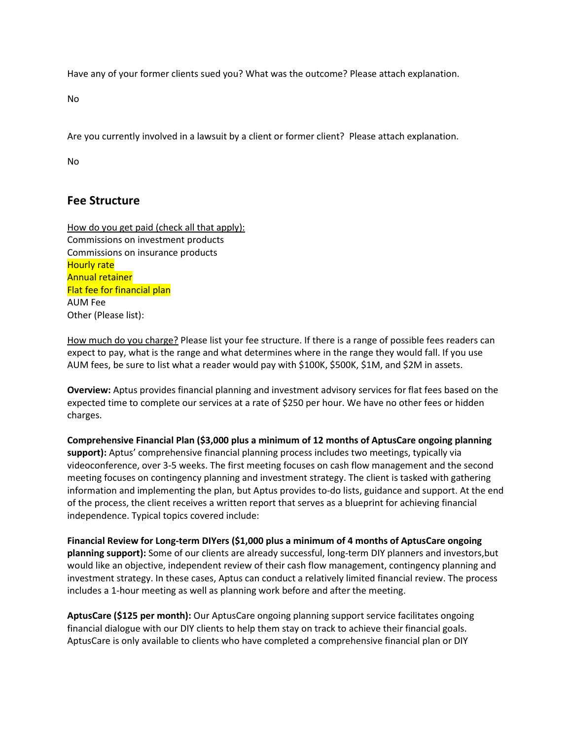Have any of your former clients sued you? What was the outcome? Please attach explanation.

No

Are you currently involved in a lawsuit by a client or former client? Please attach explanation.

No

## Fee Structure

How do you get paid (check all that apply):
Commissions on investment products
Commissions on insurance products
Hourly rate
Annual retainer
Flat fee for financial plan
AUM Fee
Other (Please list):

How much do you charge? Please list your fee structure. If there is a range of possible fees readers can expect to pay, what is the range and what determines where in the range they would fall. If you use AUM fees, be sure to list what a reader would pay with $100K, $500K, $1M, and $2M in assets.

**Overview:** Aptus provides financial planning and investment advisory services for flat fees based on the expected time to complete our services at a rate of $250 per hour. We have no other fees or hidden charges.

**Comprehensive Financial Plan ($3,000 plus a minimum of 12 months of AptusCare ongoing planning support):** Aptus' comprehensive financial planning process includes two meetings, typically via videoconference, over 3-5 weeks. The first meeting focuses on cash flow management and the second meeting focuses on contingency planning and investment strategy. The client is tasked with gathering information and implementing the plan, but Aptus provides to-do lists, guidance and support. At the end of the process, the client receives a written report that serves as a blueprint for achieving financial independence. Typical topics covered include:

**Financial Review for Long-term DIYers ($1,000 plus a minimum of 4 months of AptusCare ongoing planning support):** Some of our clients are already successful, long-term DIY planners and investors,but would like an objective, independent review of their cash flow management, contingency planning and investment strategy. In these cases, Aptus can conduct a relatively limited financial review. The process includes a 1-hour meeting as well as planning work before and after the meeting.

**AptusCare ($125 per month):** Our AptusCare ongoing planning support service facilitates ongoing financial dialogue with our DIY clients to help them stay on track to achieve their financial goals. AptusCare is only available to clients who have completed a comprehensive financial plan or DIY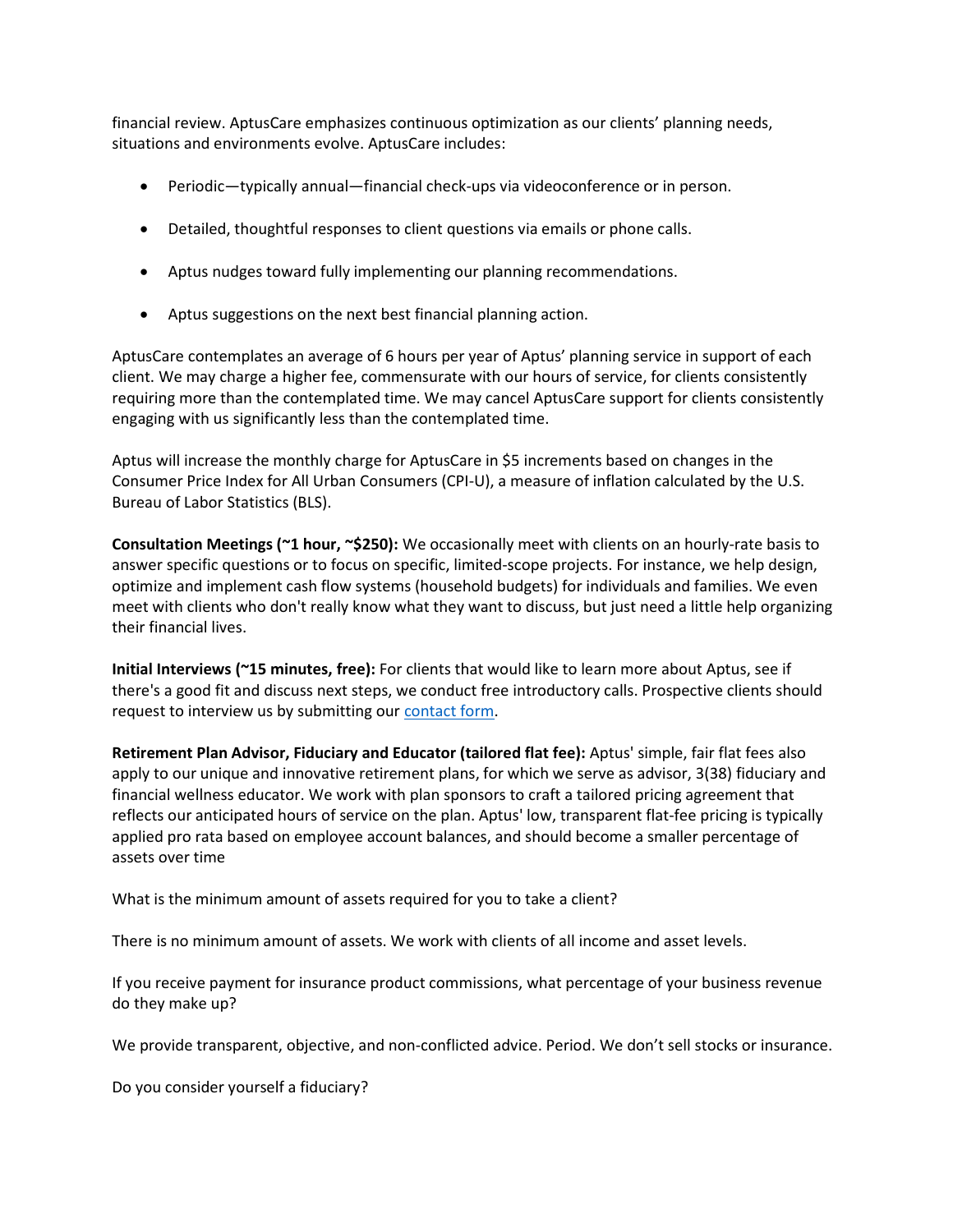financial review. AptusCare emphasizes continuous optimization as our clients' planning needs, situations and environments evolve. AptusCare includes:

- Periodic—typically annual—financial check-ups via videoconference or in person.
- Detailed, thoughtful responses to client questions via emails or phone calls.
- Aptus nudges toward fully implementing our planning recommendations.
- Aptus suggestions on the next best financial planning action.

AptusCare contemplates an average of 6 hours per year of Aptus' planning service in support of each client. We may charge a higher fee, commensurate with our hours of service, for clients consistently requiring more than the contemplated time. We may cancel AptusCare support for clients consistently engaging with us significantly less than the contemplated time.

Aptus will increase the monthly charge for AptusCare in $5 increments based on changes in the Consumer Price Index for All Urban Consumers (CPI-U), a measure of inflation calculated by the U.S. Bureau of Labor Statistics (BLS).

**Consultation Meetings (~1 hour, ~$250):** We occasionally meet with clients on an hourly-rate basis to answer specific questions or to focus on specific, limited-scope projects. For instance, we help design, optimize and implement cash flow systems (household budgets) for individuals and families. We even meet with clients who don't really know what they want to discuss, but just need a little help organizing their financial lives.

**Initial Interviews (~15 minutes, free):** For clients that would like to learn more about Aptus, see if there's a good fit and discuss next steps, we conduct free introductory calls. Prospective clients should request to interview us by submitting our contact form.

**Retirement Plan Advisor, Fiduciary and Educator (tailored flat fee):** Aptus' simple, fair flat fees also apply to our unique and innovative retirement plans, for which we serve as advisor, 3(38) fiduciary and financial wellness educator. We work with plan sponsors to craft a tailored pricing agreement that reflects our anticipated hours of service on the plan. Aptus' low, transparent flat-fee pricing is typically applied pro rata based on employee account balances, and should become a smaller percentage of assets over time

What is the minimum amount of assets required for you to take a client?

There is no minimum amount of assets. We work with clients of all income and asset levels.

If you receive payment for insurance product commissions, what percentage of your business revenue do they make up?

We provide transparent, objective, and non-conflicted advice. Period. We don't sell stocks or insurance.

Do you consider yourself a fiduciary?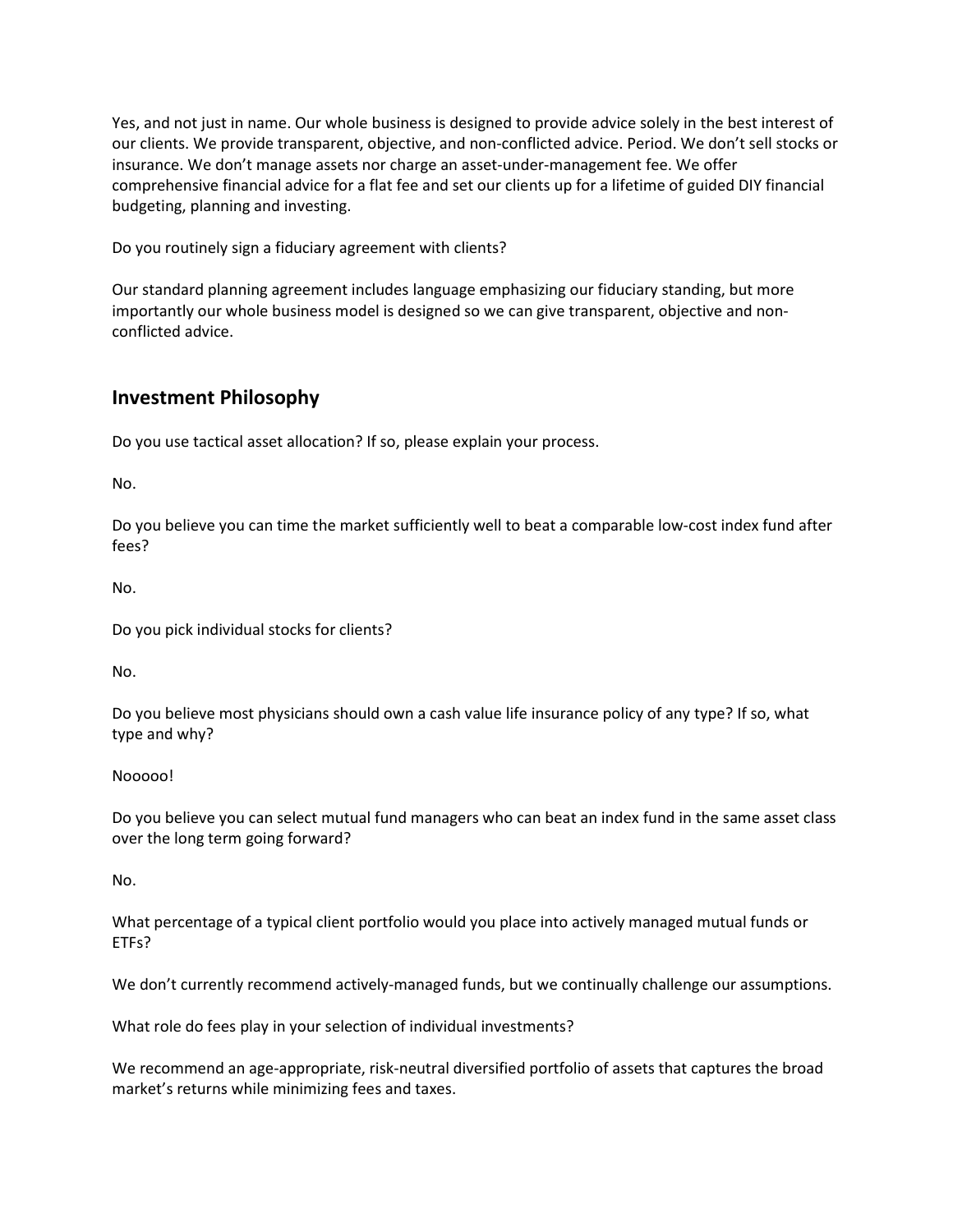Yes, and not just in name. Our whole business is designed to provide advice solely in the best interest of our clients. We provide transparent, objective, and non-conflicted advice. Period. We don't sell stocks or insurance. We don't manage assets nor charge an asset-under-management fee. We offer comprehensive financial advice for a flat fee and set our clients up for a lifetime of guided DIY financial budgeting, planning and investing.

Do you routinely sign a fiduciary agreement with clients?

Our standard planning agreement includes language emphasizing our fiduciary standing, but more importantly our whole business model is designed so we can give transparent, objective and non-conflicted advice.

## Investment Philosophy

Do you use tactical asset allocation? If so, please explain your process.

No.

Do you believe you can time the market sufficiently well to beat a comparable low-cost index fund after fees?

No.

Do you pick individual stocks for clients?

No.

Do you believe most physicians should own a cash value life insurance policy of any type? If so, what type and why?

Nooooo!

Do you believe you can select mutual fund managers who can beat an index fund in the same asset class over the long term going forward?

No.

What percentage of a typical client portfolio would you place into actively managed mutual funds or ETFs?

We don't currently recommend actively-managed funds, but we continually challenge our assumptions.

What role do fees play in your selection of individual investments?

We recommend an age-appropriate, risk-neutral diversified portfolio of assets that captures the broad market's returns while minimizing fees and taxes.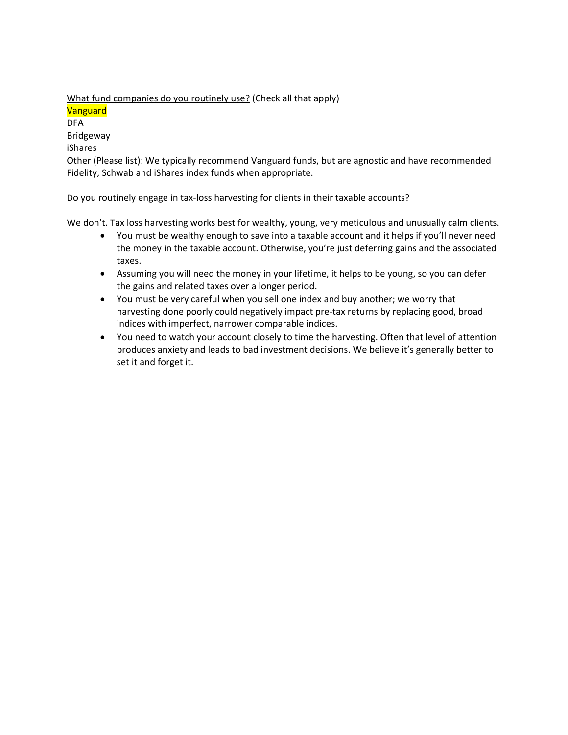<u>What fund companies do you routinely use?</u> (Check all that apply)

Vanguard

DFA

Bridgeway

iShares

Other (Please list): We typically recommend Vanguard funds, but are agnostic and have recommended Fidelity, Schwab and iShares index funds when appropriate.

Do you routinely engage in tax-loss harvesting for clients in their taxable accounts?

We don't. Tax loss harvesting works best for wealthy, young, very meticulous and unusually calm clients.

- You must be wealthy enough to save into a taxable account and it helps if you'll never need the money in the taxable account. Otherwise, you're just deferring gains and the associated taxes.
- Assuming you will need the money in your lifetime, it helps to be young, so you can defer the gains and related taxes over a longer period.
- You must be very careful when you sell one index and buy another; we worry that harvesting done poorly could negatively impact pre-tax returns by replacing good, broad indices with imperfect, narrower comparable indices.
- You need to watch your account closely to time the harvesting. Often that level of attention produces anxiety and leads to bad investment decisions. We believe it's generally better to set it and forget it.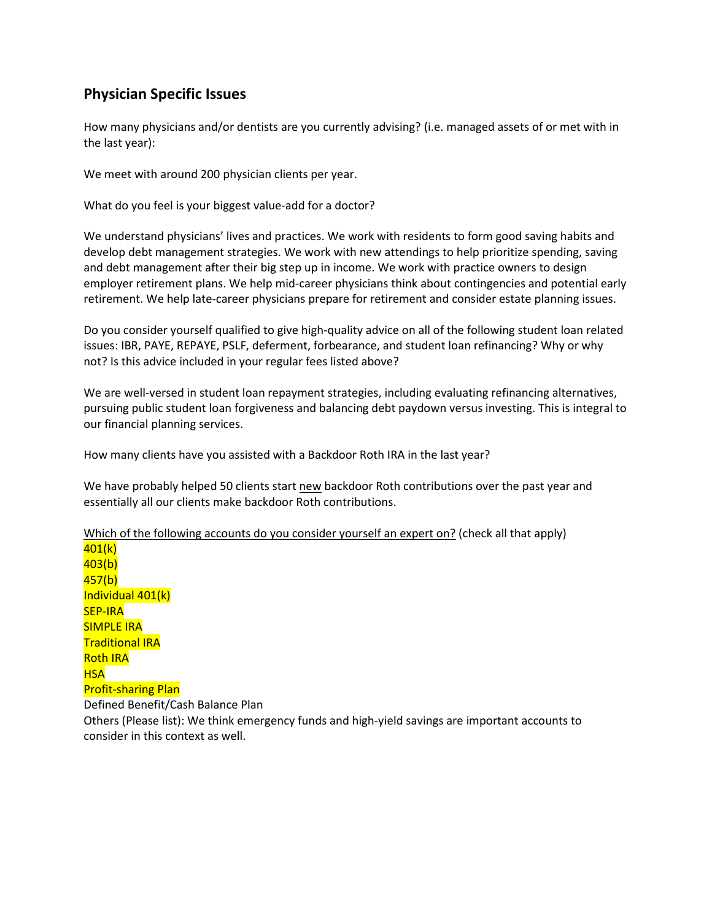## Physician Specific Issues

How many physicians and/or dentists are you currently advising? (i.e. managed assets of or met with in the last year):

We meet with around 200 physician clients per year.

What do you feel is your biggest value-add for a doctor?

We understand physicians' lives and practices. We work with residents to form good saving habits and develop debt management strategies. We work with new attendings to help prioritize spending, saving and debt management after their big step up in income. We work with practice owners to design employer retirement plans. We help mid-career physicians think about contingencies and potential early retirement. We help late-career physicians prepare for retirement and consider estate planning issues.

Do you consider yourself qualified to give high-quality advice on all of the following student loan related issues: IBR, PAYE, REPAYE, PSLF, deferment, forbearance, and student loan refinancing? Why or why not? Is this advice included in your regular fees listed above?

We are well-versed in student loan repayment strategies, including evaluating refinancing alternatives, pursuing public student loan forgiveness and balancing debt paydown versus investing. This is integral to our financial planning services.

How many clients have you assisted with a Backdoor Roth IRA in the last year?

We have probably helped 50 clients start new backdoor Roth contributions over the past year and essentially all our clients make backdoor Roth contributions.

Which of the following accounts do you consider yourself an expert on? (check all that apply)

401(k)
403(b)
457(b)
Individual 401(k)
SEP-IRA
SIMPLE IRA
Traditional IRA
Roth IRA
HSA
Profit-sharing Plan
Defined Benefit/Cash Balance Plan
Others (Please list): We think emergency funds and high-yield savings are important accounts to consider in this context as well.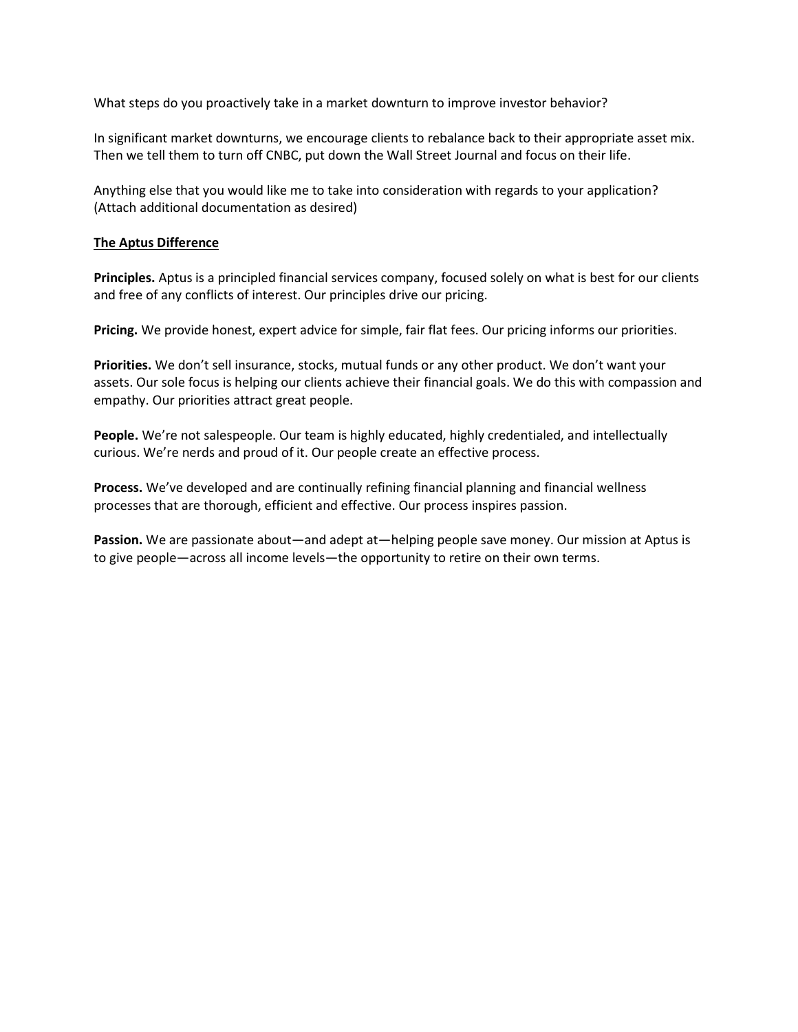What steps do you proactively take in a market downturn to improve investor behavior?

In significant market downturns, we encourage clients to rebalance back to their appropriate asset mix. Then we tell them to turn off CNBC, put down the Wall Street Journal and focus on their life.

Anything else that you would like me to take into consideration with regards to your application? (Attach additional documentation as desired)

<u>**The Aptus Difference**</u>

**Principles.** Aptus is a principled financial services company, focused solely on what is best for our clients and free of any conflicts of interest. Our principles drive our pricing.

**Pricing.** We provide honest, expert advice for simple, fair flat fees. Our pricing informs our priorities.

**Priorities.** We don't sell insurance, stocks, mutual funds or any other product. We don't want your assets. Our sole focus is helping our clients achieve their financial goals. We do this with compassion and empathy. Our priorities attract great people.

**People.** We're not salespeople. Our team is highly educated, highly credentialed, and intellectually curious. We're nerds and proud of it. Our people create an effective process.

**Process.** We've developed and are continually refining financial planning and financial wellness processes that are thorough, efficient and effective. Our process inspires passion.

**Passion.** We are passionate about—and adept at—helping people save money. Our mission at Aptus is to give people—across all income levels—the opportunity to retire on their own terms.